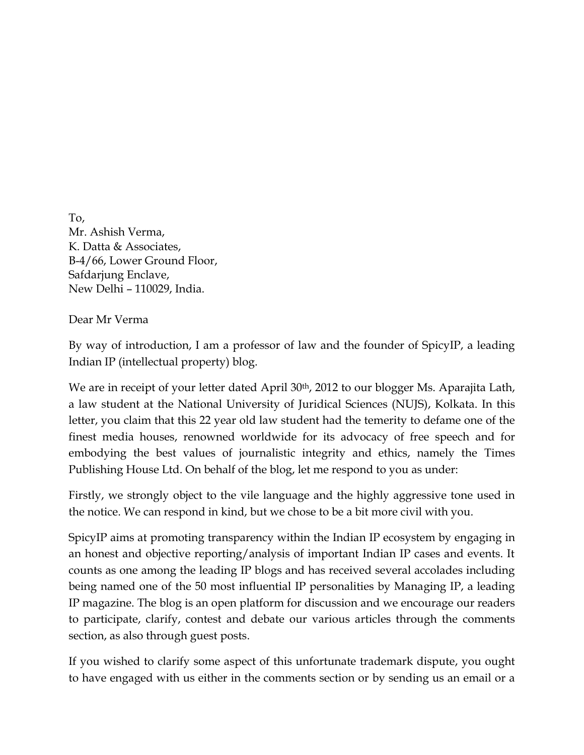To,
Mr. Ashish Verma,
K. Datta & Associates,
B-4/66, Lower Ground Floor,
Safdarjung Enclave,
New Delhi – 110029, India.

Dear Mr Verma

By way of introduction, I am a professor of law and the founder of SpicyIP, a leading Indian IP (intellectual property) blog.

We are in receipt of your letter dated April 30th, 2012 to our blogger Ms. Aparajita Lath, a law student at the National University of Juridical Sciences (NUJS), Kolkata. In this letter, you claim that this 22 year old law student had the temerity to defame one of the finest media houses, renowned worldwide for its advocacy of free speech and for embodying the best values of journalistic integrity and ethics, namely the Times Publishing House Ltd. On behalf of the blog, let me respond to you as under:

Firstly, we strongly object to the vile language and the highly aggressive tone used in the notice. We can respond in kind, but we chose to be a bit more civil with you.

SpicyIP aims at promoting transparency within the Indian IP ecosystem by engaging in an honest and objective reporting/analysis of important Indian IP cases and events. It counts as one among the leading IP blogs and has received several accolades including being named one of the 50 most influential IP personalities by Managing IP, a leading IP magazine. The blog is an open platform for discussion and we encourage our readers to participate, clarify, contest and debate our various articles through the comments section, as also through guest posts.

If you wished to clarify some aspect of this unfortunate trademark dispute, you ought to have engaged with us either in the comments section or by sending us an email or a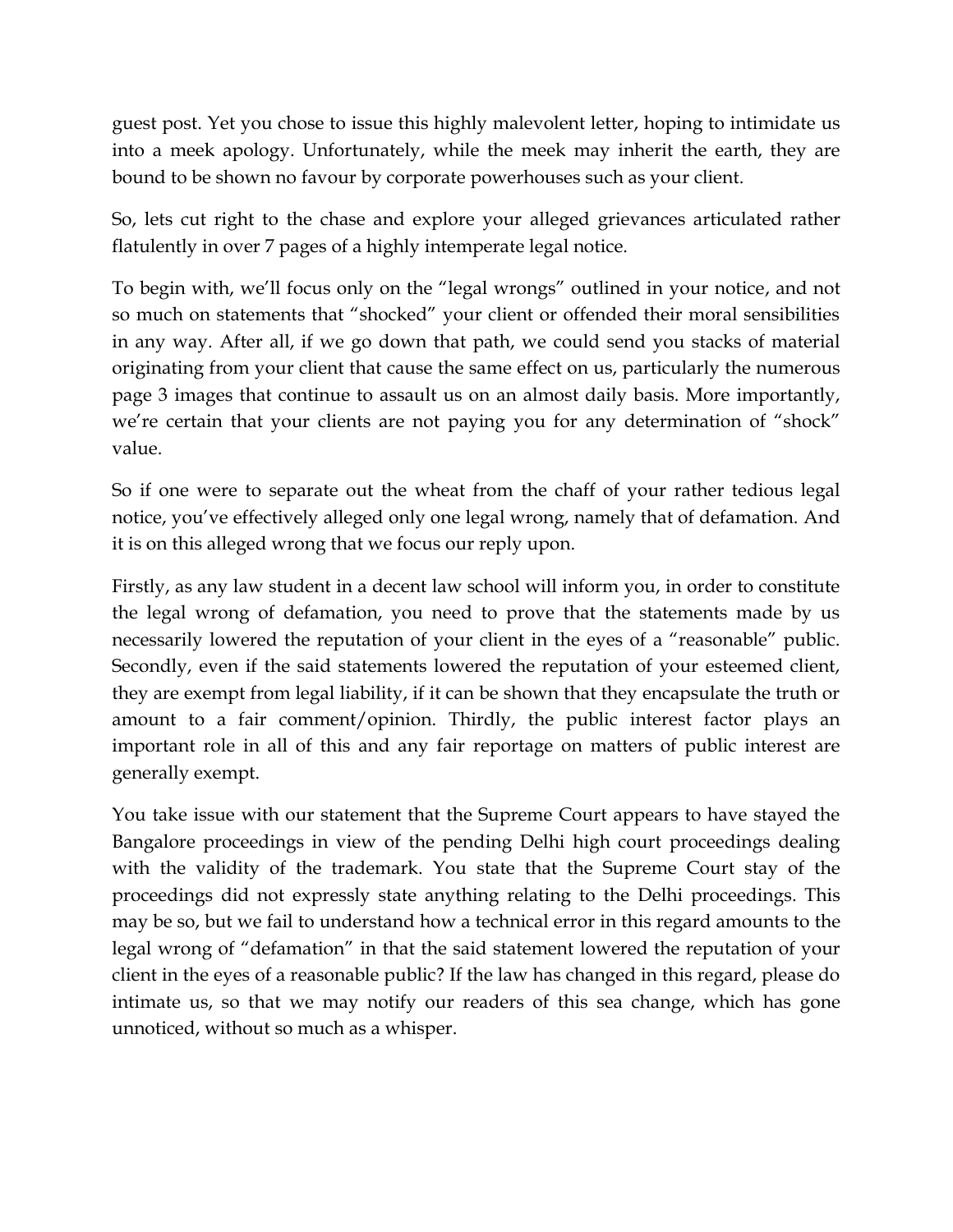guest post. Yet you chose to issue this highly malevolent letter, hoping to intimidate us into a meek apology. Unfortunately, while the meek may inherit the earth, they are bound to be shown no favour by corporate powerhouses such as your client.

So, lets cut right to the chase and explore your alleged grievances articulated rather flatulently in over 7 pages of a highly intemperate legal notice.

To begin with, we'll focus only on the "legal wrongs" outlined in your notice, and not so much on statements that "shocked" your client or offended their moral sensibilities in any way. After all, if we go down that path, we could send you stacks of material originating from your client that cause the same effect on us, particularly the numerous page 3 images that continue to assault us on an almost daily basis. More importantly, we're certain that your clients are not paying you for any determination of "shock" value.

So if one were to separate out the wheat from the chaff of your rather tedious legal notice, you've effectively alleged only one legal wrong, namely that of defamation. And it is on this alleged wrong that we focus our reply upon.

Firstly, as any law student in a decent law school will inform you, in order to constitute the legal wrong of defamation, you need to prove that the statements made by us necessarily lowered the reputation of your client in the eyes of a "reasonable" public. Secondly, even if the said statements lowered the reputation of your esteemed client, they are exempt from legal liability, if it can be shown that they encapsulate the truth or amount to a fair comment/opinion. Thirdly, the public interest factor plays an important role in all of this and any fair reportage on matters of public interest are generally exempt.

You take issue with our statement that the Supreme Court appears to have stayed the Bangalore proceedings in view of the pending Delhi high court proceedings dealing with the validity of the trademark. You state that the Supreme Court stay of the proceedings did not expressly state anything relating to the Delhi proceedings. This may be so, but we fail to understand how a technical error in this regard amounts to the legal wrong of "defamation" in that the said statement lowered the reputation of your client in the eyes of a reasonable public? If the law has changed in this regard, please do intimate us, so that we may notify our readers of this sea change, which has gone unnoticed, without so much as a whisper.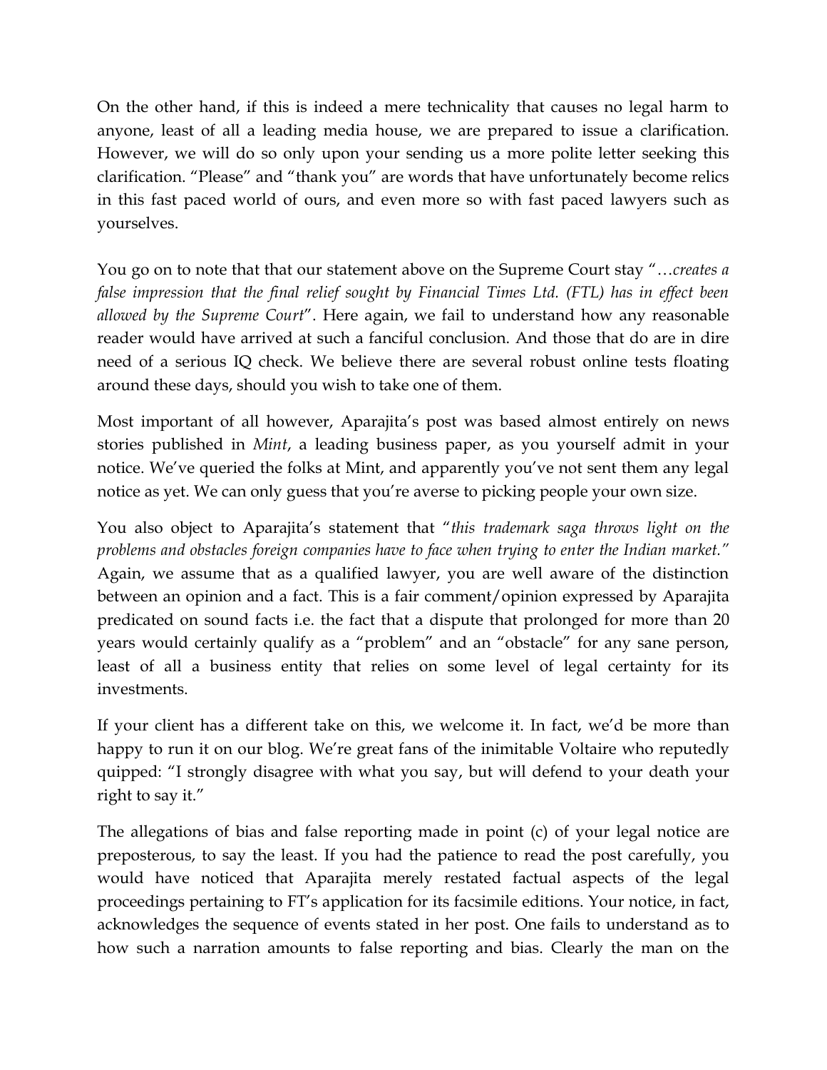On the other hand, if this is indeed a mere technicality that causes no legal harm to anyone, least of all a leading media house, we are prepared to issue a clarification. However, we will do so only upon your sending us a more polite letter seeking this clarification. "Please" and "thank you" are words that have unfortunately become relics in this fast paced world of ours, and even more so with fast paced lawyers such as yourselves.

You go on to note that that our statement above on the Supreme Court stay "*…creates a false impression that the final relief sought by Financial Times Ltd. (FTL) has in effect been allowed by the Supreme Court*". Here again, we fail to understand how any reasonable reader would have arrived at such a fanciful conclusion. And those that do are in dire need of a serious IQ check. We believe there are several robust online tests floating around these days, should you wish to take one of them.

Most important of all however, Aparajita's post was based almost entirely on news stories published in *Mint*, a leading business paper, as you yourself admit in your notice. We've queried the folks at Mint, and apparently you've not sent them any legal notice as yet. We can only guess that you're averse to picking people your own size.

You also object to Aparajita's statement that "*this trademark saga throws light on the problems and obstacles foreign companies have to face when trying to enter the Indian market.*" Again, we assume that as a qualified lawyer, you are well aware of the distinction between an opinion and a fact. This is a fair comment/opinion expressed by Aparajita predicated on sound facts i.e. the fact that a dispute that prolonged for more than 20 years would certainly qualify as a "problem" and an "obstacle" for any sane person, least of all a business entity that relies on some level of legal certainty for its investments.

If your client has a different take on this, we welcome it. In fact, we'd be more than happy to run it on our blog. We're great fans of the inimitable Voltaire who reputedly quipped: "I strongly disagree with what you say, but will defend to your death your right to say it."

The allegations of bias and false reporting made in point (c) of your legal notice are preposterous, to say the least. If you had the patience to read the post carefully, you would have noticed that Aparajita merely restated factual aspects of the legal proceedings pertaining to FT's application for its facsimile editions. Your notice, in fact, acknowledges the sequence of events stated in her post. One fails to understand as to how such a narration amounts to false reporting and bias. Clearly the man on the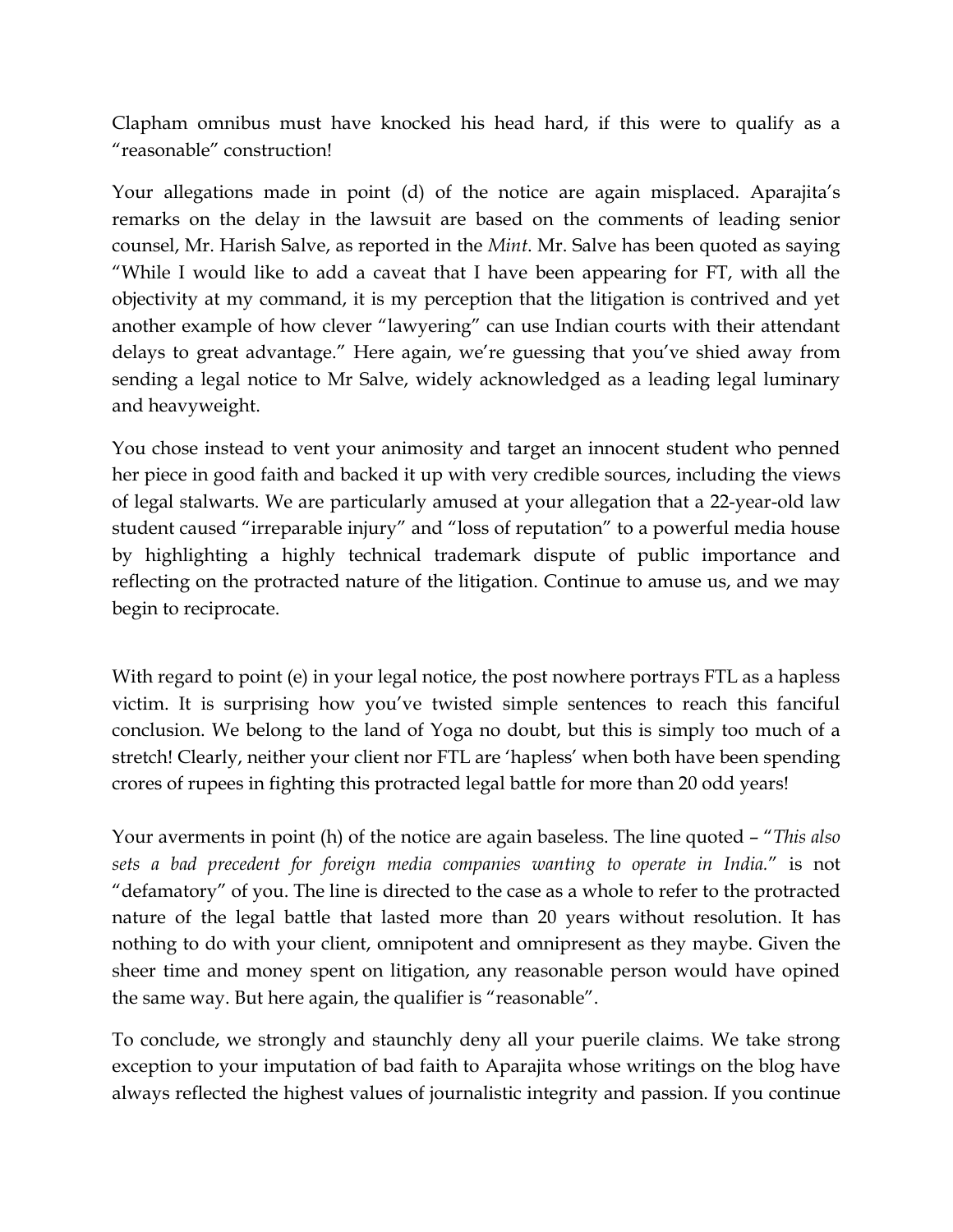Clapham omnibus must have knocked his head hard, if this were to qualify as a "reasonable" construction!

Your allegations made in point (d) of the notice are again misplaced. Aparajita's remarks on the delay in the lawsuit are based on the comments of leading senior counsel, Mr. Harish Salve, as reported in the *Mint*. Mr. Salve has been quoted as saying "While I would like to add a caveat that I have been appearing for FT, with all the objectivity at my command, it is my perception that the litigation is contrived and yet another example of how clever "lawyering" can use Indian courts with their attendant delays to great advantage." Here again, we're guessing that you've shied away from sending a legal notice to Mr Salve, widely acknowledged as a leading legal luminary and heavyweight.

You chose instead to vent your animosity and target an innocent student who penned her piece in good faith and backed it up with very credible sources, including the views of legal stalwarts. We are particularly amused at your allegation that a 22-year-old law student caused "irreparable injury" and "loss of reputation" to a powerful media house by highlighting a highly technical trademark dispute of public importance and reflecting on the protracted nature of the litigation. Continue to amuse us, and we may begin to reciprocate.

With regard to point (e) in your legal notice, the post nowhere portrays FTL as a hapless victim. It is surprising how you've twisted simple sentences to reach this fanciful conclusion. We belong to the land of Yoga no doubt, but this is simply too much of a stretch! Clearly, neither your client nor FTL are 'hapless' when both have been spending crores of rupees in fighting this protracted legal battle for more than 20 odd years!

Your averments in point (h) of the notice are again baseless. The line quoted – "*This also sets a bad precedent for foreign media companies wanting to operate in India.*" is not "defamatory" of you. The line is directed to the case as a whole to refer to the protracted nature of the legal battle that lasted more than 20 years without resolution. It has nothing to do with your client, omnipotent and omnipresent as they maybe. Given the sheer time and money spent on litigation, any reasonable person would have opined the same way. But here again, the qualifier is "reasonable".

To conclude, we strongly and staunchly deny all your puerile claims. We take strong exception to your imputation of bad faith to Aparajita whose writings on the blog have always reflected the highest values of journalistic integrity and passion. If you continue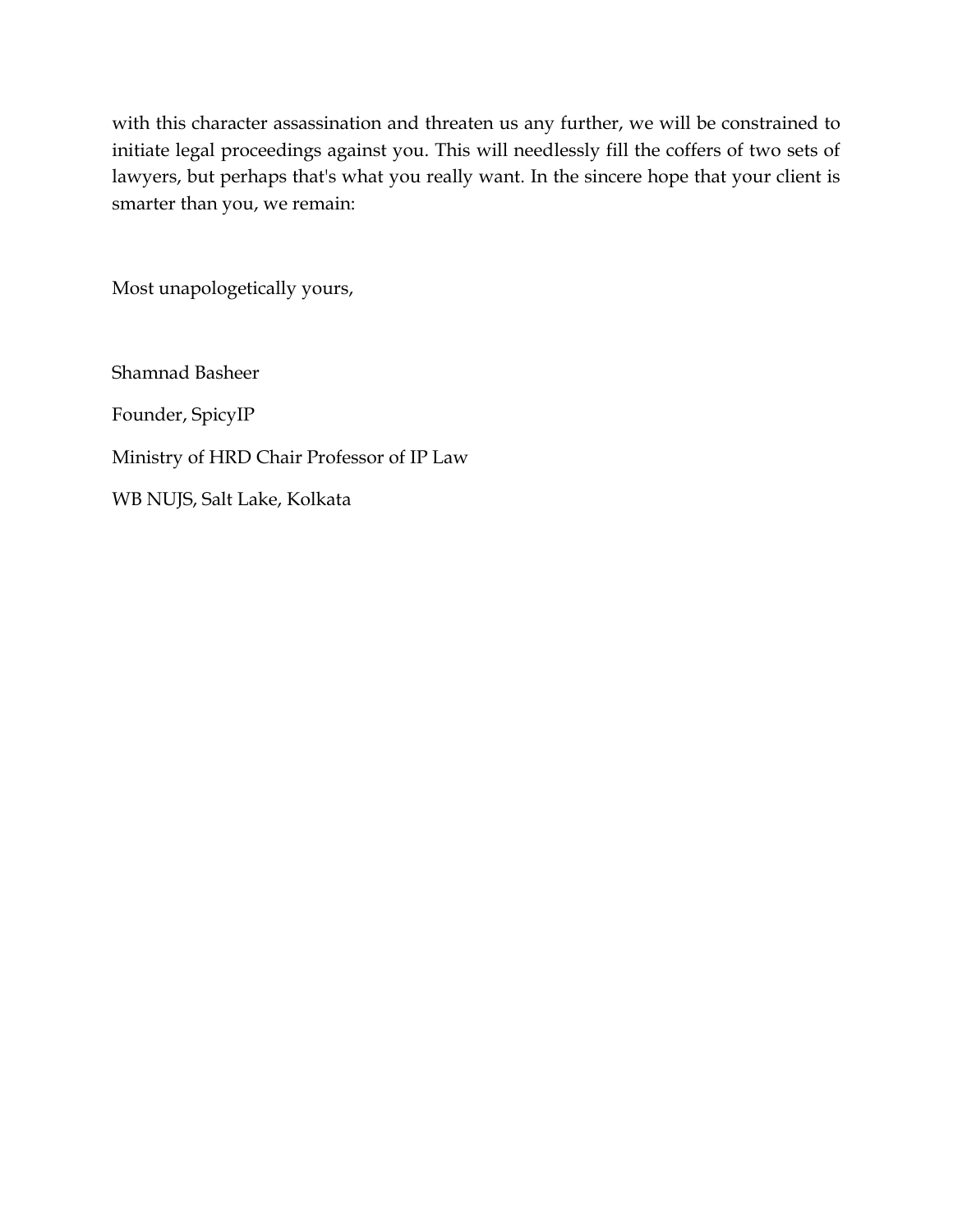with this character assassination and threaten us any further, we will be constrained to initiate legal proceedings against you. This will needlessly fill the coffers of two sets of lawyers, but perhaps that's what you really want. In the sincere hope that your client is smarter than you, we remain:

Most unapologetically yours,

Shamnad Basheer

Founder, SpicyIP

Ministry of HRD Chair Professor of IP Law

WB NUJS, Salt Lake, Kolkata